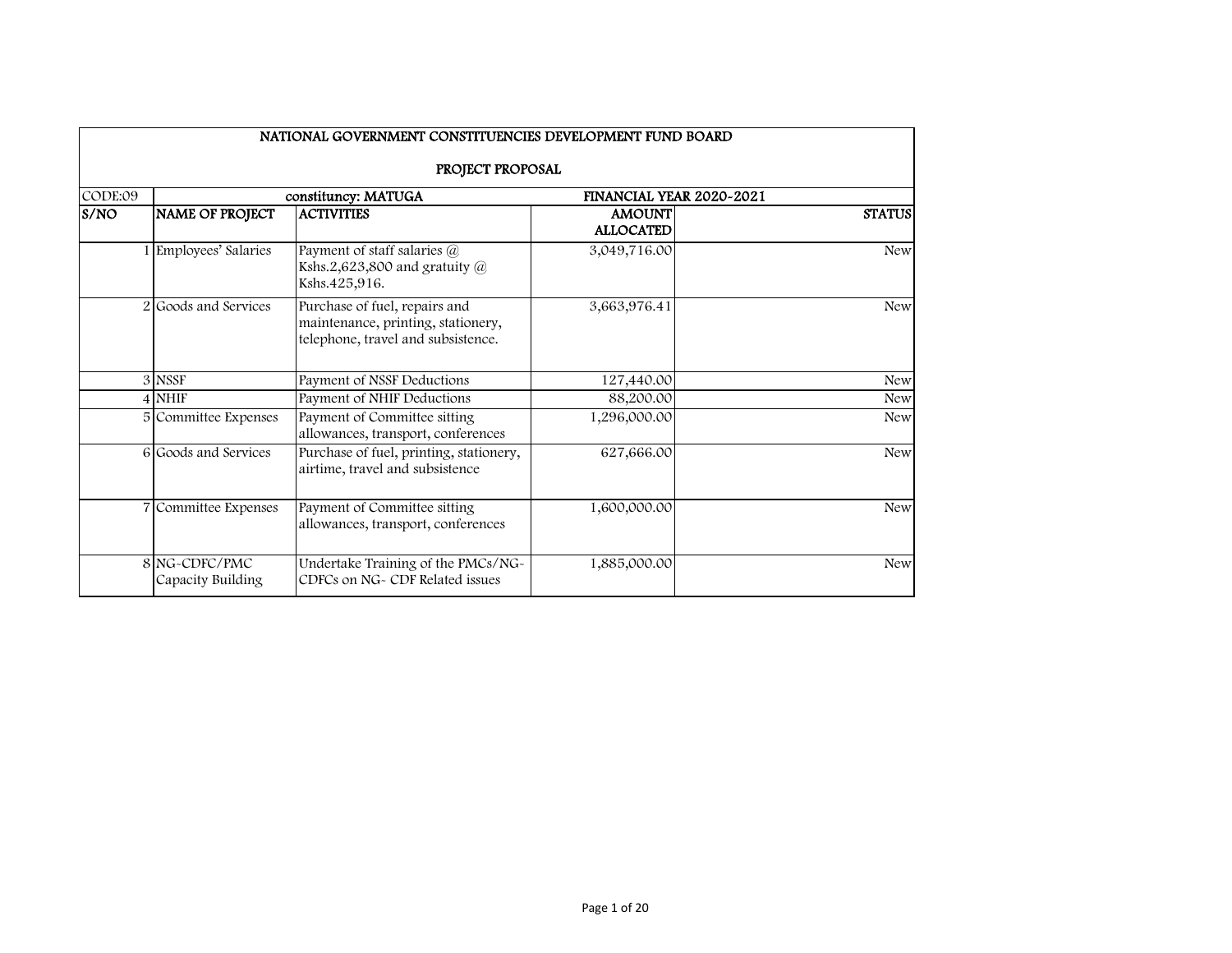| NATIONAL GOVERNMENT CONSTITUENCIES DEVELOPMENT FUND BOARD | | | | |
|---|---|---|---|---|
| PROJECT PROPOSAL | | | | |
| CODE:09 | constituency: MATUGA | | FINANCIAL YEAR 2020-2021 | |
| S/NO | NAME OF PROJECT | ACTIVITIES | AMOUNT ALLOCATED | STATUS |
| 1 | Employees' Salaries | Payment of staff salaries @ Kshs.2,623,800 and gratuity @ Kshs.425,916. | 3,049,716.00 | New |
| 2 | Goods and Services | Purchase of fuel, repairs and maintenance, printing, stationery, telephone, travel and subsistence. | 3,663,976.41 | New |
| 3 | NSSF | Payment of NSSF Deductions | 127,440.00 | New |
| 4 | NHIF | Payment of NHIF Deductions | 88,200.00 | New |
| 5 | Committee Expenses | Payment of Committee sitting allowances, transport, conferences | 1,296,000.00 | New |
| 6 | Goods and Services | Purchase of fuel, printing, stationery, airtime, travel and subsistence | 627,666.00 | New |
| 7 | Committee Expenses | Payment of Committee sitting allowances, transport, conferences | 1,600,000.00 | New |
| 8 | NG-CDFC/PMC Capacity Building | Undertake Training of the PMCs/NG-CDFCs on NG- CDF Related issues | 1,885,000.00 | New |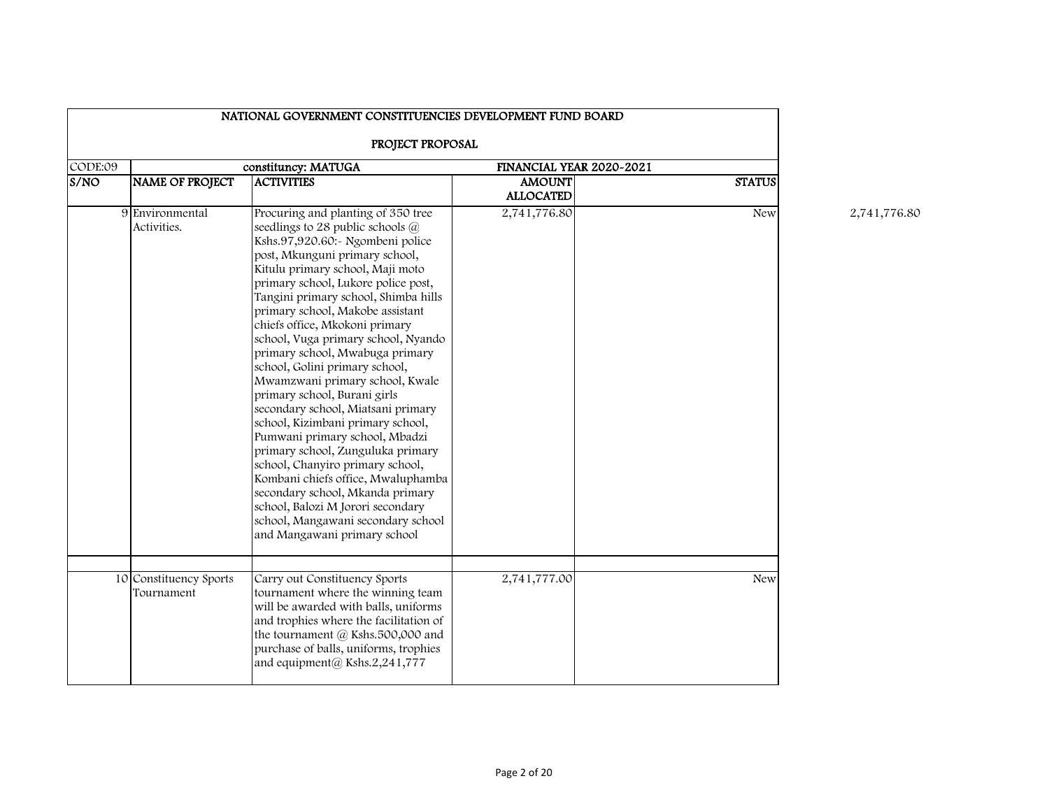NATIONAL GOVERNMENT CONSTITUENCIES DEVELOPMENT FUND BOARD

PROJECT PROPOSAL

| CODE:09 | constituency: MATUGA | | FINANCIAL YEAR 2020-2021 | |
|---|---|---|---|---|
| S/NO | NAME OF PROJECT | ACTIVITIES | AMOUNT ALLOCATED | STATUS |
| 9 | Environmental Activities. | Procuring and planting of 350 tree seedlings to 28 public schools @ Kshs.97,920.60:- Ngombeni police post, Mkunguni primary school, Kitulu primary school, Maji moto primary school, Lukore police post, Tangini primary school, Shimba hills primary school, Makobe assistant chiefs office, Mkokoni primary school, Vuga primary school, Nyando primary school, Mwabuga primary school, Golini primary school, Mwamzwani primary school, Kwale primary school, Burani girls secondary school, Miatsani primary school, Kizimbani primary school, Pumwani primary school, Mbadzi primary school, Zunguluka primary school, Chanyiro primary school, Kombani chiefs office, Mwaluphamba secondary school, Mkanda primary school, Balozi M Jorori secondary school, Mangawani secondary school and Mangawani primary school | 2,741,776.80 | New |
| | | | | |
| 10 | Constituency Sports Tournament | Carry out Constituency Sports tournament where the winning team will be awarded with balls, uniforms and trophies where the facilitation of the tournament @ Kshs.500,000 and purchase of balls, uniforms, trophies and equipment@ Kshs.2,241,777 | 2,741,777.00 | New |

2,741,776.80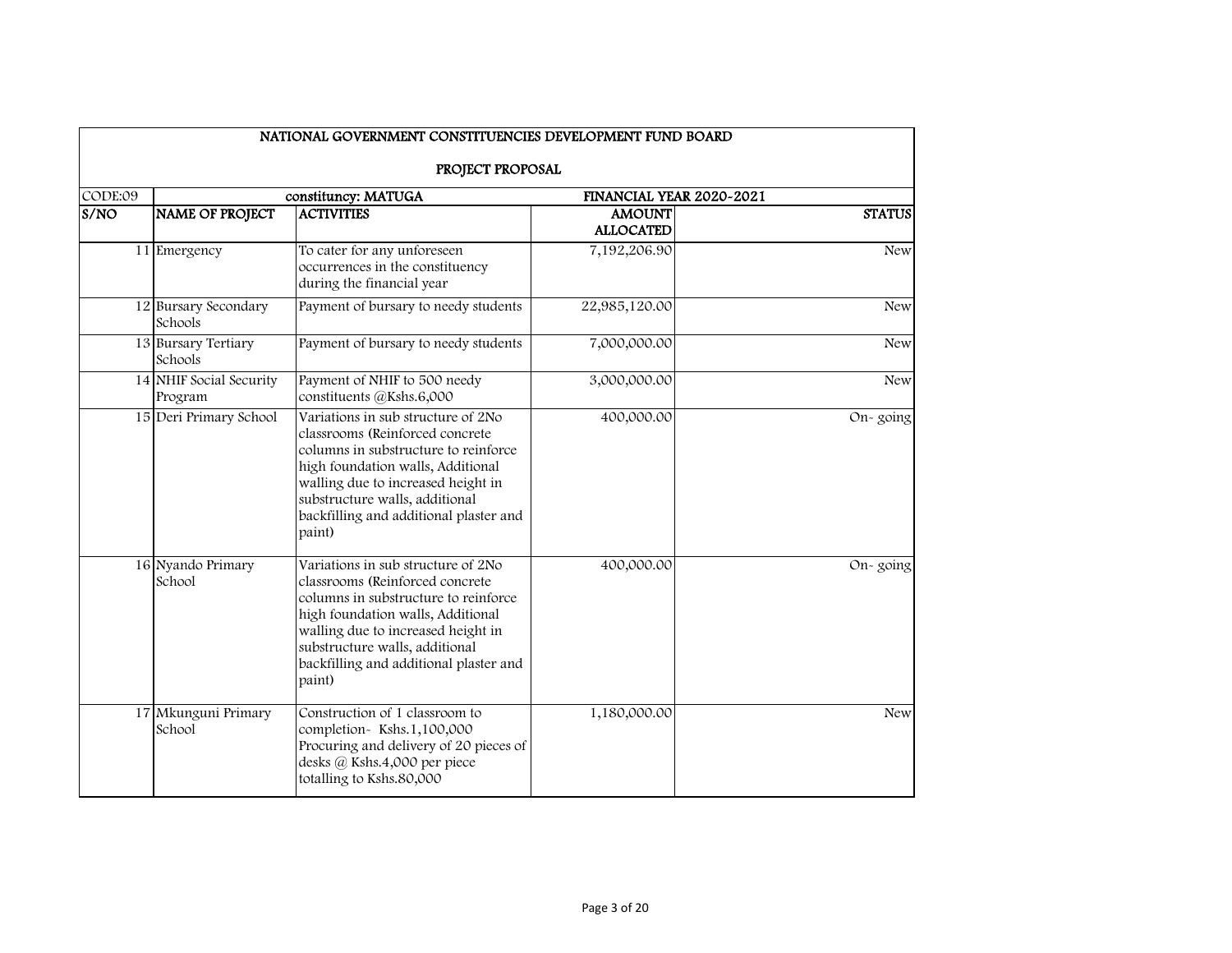| NATIONAL GOVERNMENT CONSTITUENCIES DEVELOPMENT FUND BOARD | | | | |
|---|---|---|---|---|
| PROJECT PROPOSAL | | | | |
| CODE:09 | constituncy: MATUGA | | FINANCIAL YEAR 2020-2021 | |
| S/NO | NAME OF PROJECT | ACTIVITIES | AMOUNT ALLOCATED | STATUS |
| 11 | Emergency | To cater for any unforeseen occurrences in the constituency during the financial year | 7,192,206.90 | New |
| 12 | Bursary Secondary Schools | Payment of bursary to needy students | 22,985,120.00 | New |
| 13 | Bursary Tertiary Schools | Payment of bursary to needy students | 7,000,000.00 | New |
| 14 | NHIF Social Security Program | Payment of NHIF to 500 needy constituents @Kshs.6,000 | 3,000,000.00 | New |
| 15 | Deri Primary School | Variations in sub structure of 2No classrooms (Reinforced concrete columns in substructure to reinforce high foundation walls, Additional walling due to increased height in substructure walls, additional backfilling and additional plaster and paint) | 400,000.00 | On- going |
| 16 | Nyando Primary School | Variations in sub structure of 2No classrooms (Reinforced concrete columns in substructure to reinforce high foundation walls, Additional walling due to increased height in substructure walls, additional backfilling and additional plaster and paint) | 400,000.00 | On- going |
| 17 | Mkunguni Primary School | Construction of 1 classroom to completion- Kshs.1,100,000 Procuring and delivery of 20 pieces of desks @ Kshs.4,000 per piece totalling to Kshs.80,000 | 1,180,000.00 | New |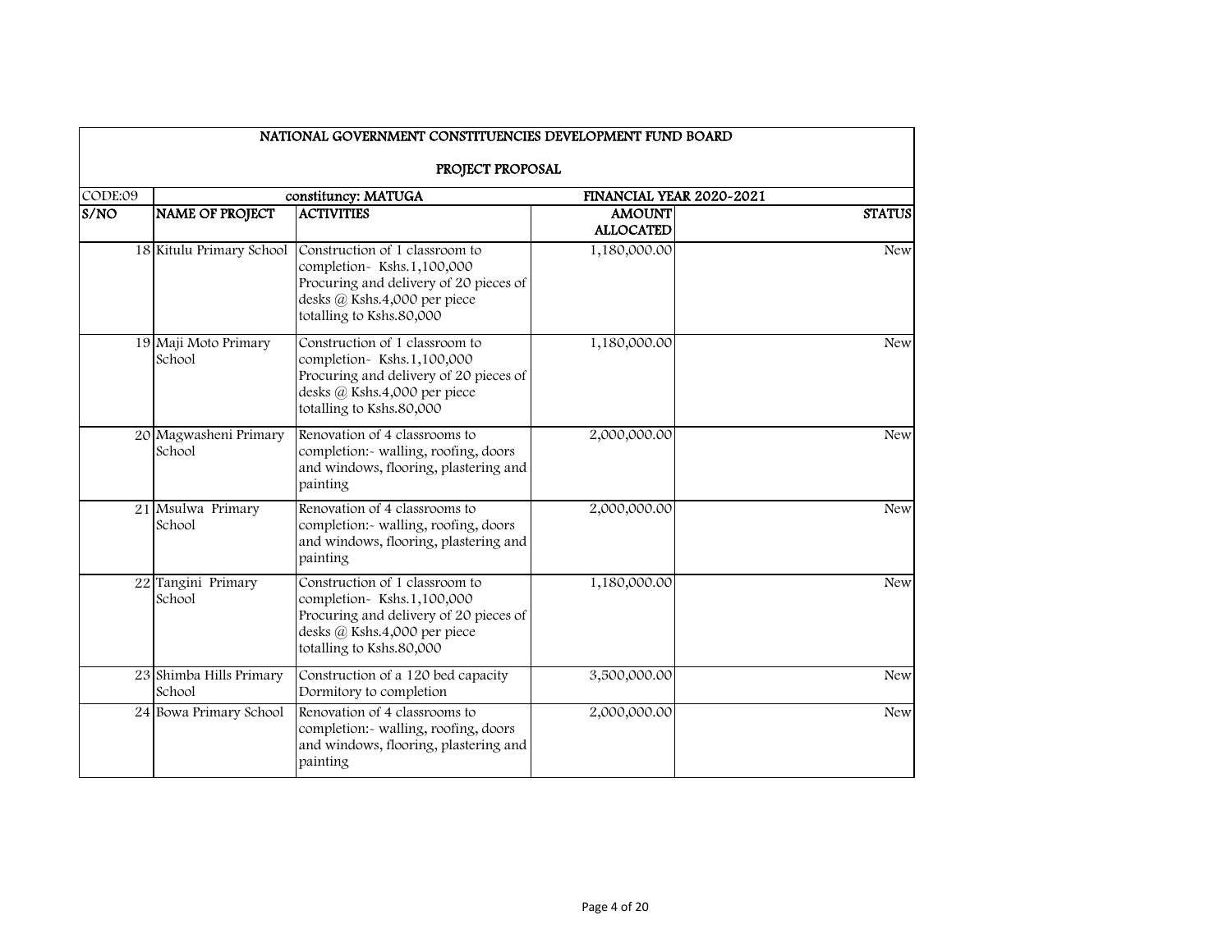## NATIONAL GOVERNMENT CONSTITUENCIES DEVELOPMENT FUND BOARD

### PROJECT PROPOSAL

| CODE:09 | constituncy: MATUGA | | FINANCIAL YEAR 2020-2021 | |
|---|---|---|---|---|
| **S/NO** | **NAME OF PROJECT** | **ACTIVITIES** | **AMOUNT ALLOCATED** | **STATUS** |
| 18 | Kitulu Primary School | Construction of 1 classroom to completion- Kshs.1,100,000 Procuring and delivery of 20 pieces of desks @ Kshs.4,000 per piece totalling to Kshs.80,000 | 1,180,000.00 | New |
| 19 | Maji Moto Primary School | Construction of 1 classroom to completion- Kshs.1,100,000 Procuring and delivery of 20 pieces of desks @ Kshs.4,000 per piece totalling to Kshs.80,000 | 1,180,000.00 | New |
| 20 | Magwasheni Primary School | Renovation of 4 classrooms to completion:- walling, roofing, doors and windows, flooring, plastering and painting | 2,000,000.00 | New |
| 21 | Msulwa Primary School | Renovation of 4 classrooms to completion:- walling, roofing, doors and windows, flooring, plastering and painting | 2,000,000.00 | New |
| 22 | Tangini Primary School | Construction of 1 classroom to completion- Kshs.1,100,000 Procuring and delivery of 20 pieces of desks @ Kshs.4,000 per piece totalling to Kshs.80,000 | 1,180,000.00 | New |
| 23 | Shimba Hills Primary School | Construction of a 120 bed capacity Dormitory to completion | 3,500,000.00 | New |
| 24 | Bowa Primary School | Renovation of 4 classrooms to completion:- walling, roofing, doors and windows, flooring, plastering and painting | 2,000,000.00 | New |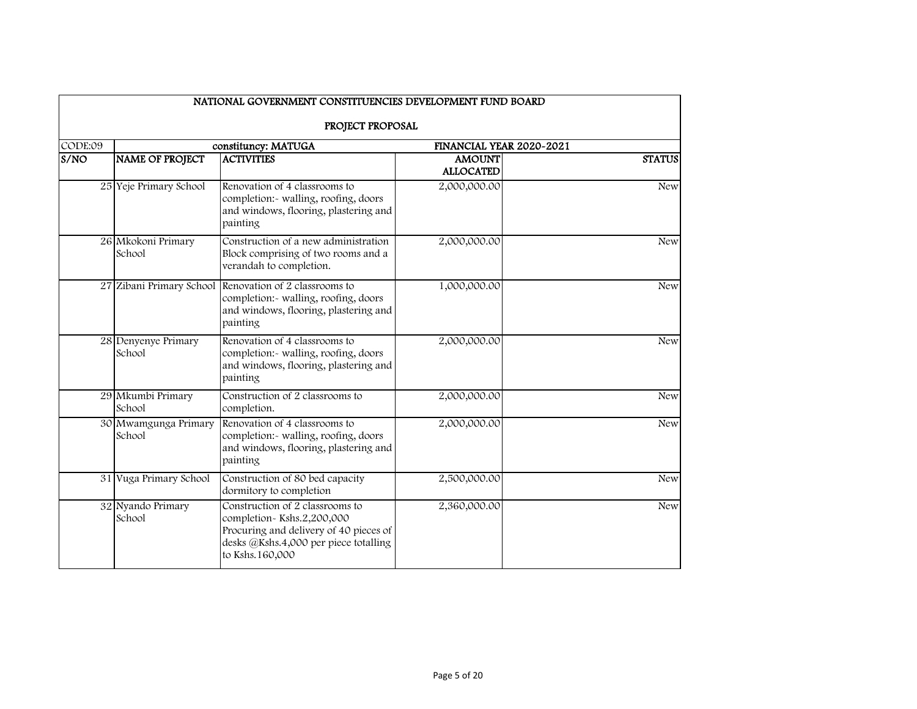| NATIONAL GOVERNMENT CONSTITUENCIES DEVELOPMENT FUND BOARD | | | | |
|---|---|---|---|---|
| PROJECT PROPOSAL | | | | |
| CODE:09 | constituncy: MATUGA | | FINANCIAL YEAR 2020-2021 | |
| S/NO | NAME OF PROJECT | ACTIVITIES | AMOUNT ALLOCATED | STATUS |
| 25 | Yeje Primary School | Renovation of 4 classrooms to completion:- walling, roofing, doors and windows, flooring, plastering and painting | 2,000,000.00 | New |
| 26 | Mkokoni Primary School | Construction of a new administration Block comprising of two rooms and a verandah to completion. | 2,000,000.00 | New |
| 27 | Zibani Primary School | Renovation of 2 classrooms to completion:- walling, roofing, doors and windows, flooring, plastering and painting | 1,000,000.00 | New |
| 28 | Denyenye Primary School | Renovation of 4 classrooms to completion:- walling, roofing, doors and windows, flooring, plastering and painting | 2,000,000.00 | New |
| 29 | Mkumbi Primary School | Construction of 2 classrooms to completion. | 2,000,000.00 | New |
| 30 | Mwamgunga Primary School | Renovation of 4 classrooms to completion:- walling, roofing, doors and windows, flooring, plastering and painting | 2,000,000.00 | New |
| 31 | Vuga Primary School | Construction of 80 bed capacity dormitory to completion | 2,500,000.00 | New |
| 32 | Nyando Primary School | Construction of 2 classrooms to completion- Kshs.2,200,000 Procuring and delivery of 40 pieces of desks @Kshs.4,000 per piece totalling to Kshs.160,000 | 2,360,000.00 | New |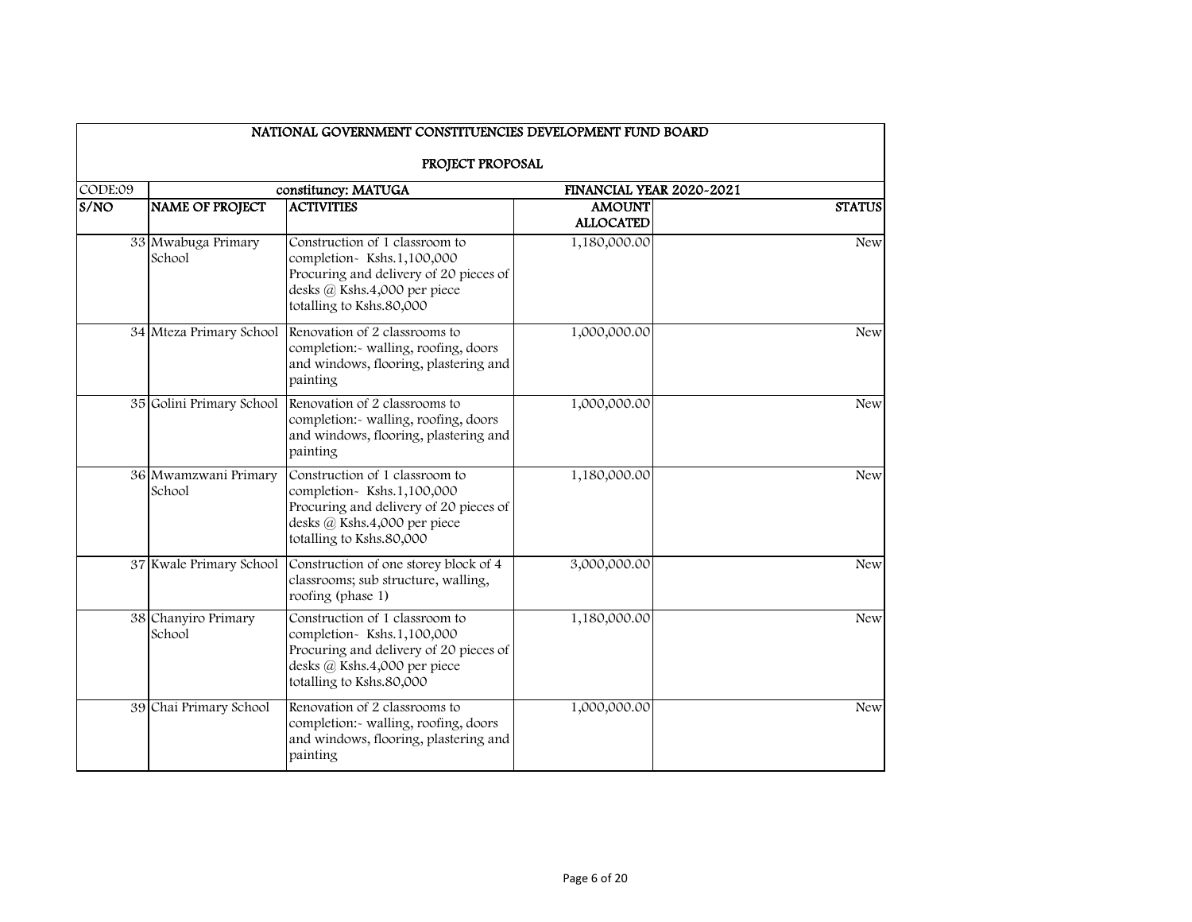| NATIONAL GOVERNMENT CONSTITUENCIES DEVELOPMENT FUND BOARD | | | | |
|---|---|---|---|---|
| PROJECT PROPOSAL | | | | |
| CODE:09 | constituncy: MATUGA | | FINANCIAL YEAR 2020-2021 | |
| S/NO | NAME OF PROJECT | ACTIVITIES | AMOUNT ALLOCATED | STATUS |
| 33 | Mwabuga Primary School | Construction of 1 classroom to completion- Kshs.1,100,000 Procuring and delivery of 20 pieces of desks @ Kshs.4,000 per piece totalling to Kshs.80,000 | 1,180,000.00 | New |
| 34 | Mteza Primary School | Renovation of 2 classrooms to completion:- walling, roofing, doors and windows, flooring, plastering and painting | 1,000,000.00 | New |
| 35 | Golini Primary School | Renovation of 2 classrooms to completion:- walling, roofing, doors and windows, flooring, plastering and painting | 1,000,000.00 | New |
| 36 | Mwamzwani Primary School | Construction of 1 classroom to completion- Kshs.1,100,000 Procuring and delivery of 20 pieces of desks @ Kshs.4,000 per piece totalling to Kshs.80,000 | 1,180,000.00 | New |
| 37 | Kwale Primary School | Construction of one storey block of 4 classrooms; sub structure, walling, roofing (phase 1) | 3,000,000.00 | New |
| 38 | Chanyiro Primary School | Construction of 1 classroom to completion- Kshs.1,100,000 Procuring and delivery of 20 pieces of desks @ Kshs.4,000 per piece totalling to Kshs.80,000 | 1,180,000.00 | New |
| 39 | Chai Primary School | Renovation of 2 classrooms to completion:- walling, roofing, doors and windows, flooring, plastering and painting | 1,000,000.00 | New |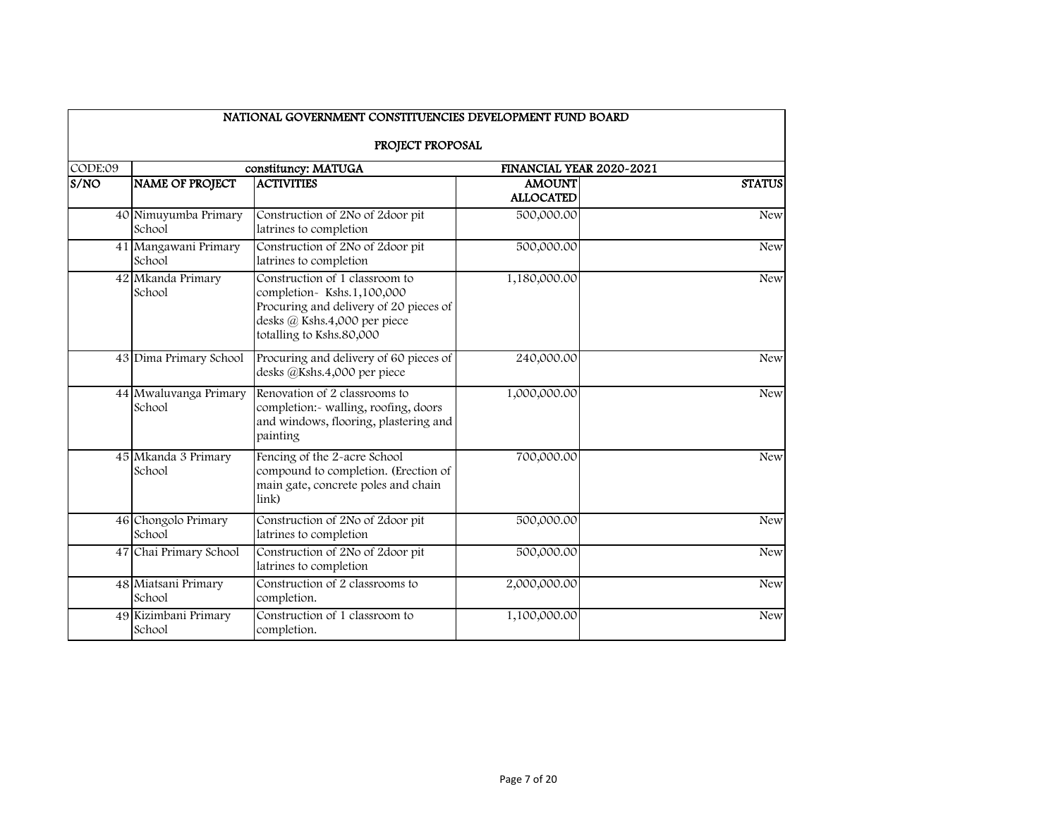| NATIONAL GOVERNMENT CONSTITUENCIES DEVELOPMENT FUND BOARD | | | | |
|---|---|---|---|---|
| PROJECT PROPOSAL | | | | |
| CODE:09 | constituncy: MATUGA | | FINANCIAL YEAR 2020-2021 | |
| S/NO | NAME OF PROJECT | ACTIVITIES | AMOUNT ALLOCATED | STATUS |
| 40 | Nimuyumba Primary School | Construction of 2No of 2door pit latrines to completion | 500,000.00 | New |
| 41 | Mangawani Primary School | Construction of 2No of 2door pit latrines to completion | 500,000.00 | New |
| 42 | Mkanda Primary School | Construction of 1 classroom to completion- Kshs.1,100,000 Procuring and delivery of 20 pieces of desks @ Kshs.4,000 per piece totalling to Kshs.80,000 | 1,180,000.00 | New |
| 43 | Dima Primary School | Procuring and delivery of 60 pieces of desks @Kshs.4,000 per piece | 240,000.00 | New |
| 44 | Mwaluvanga Primary School | Renovation of 2 classrooms to completion:- walling, roofing, doors and windows, flooring, plastering and painting | 1,000,000.00 | New |
| 45 | Mkanda 3 Primary School | Fencing of the 2-acre School compound to completion. (Erection of main gate, concrete poles and chain link) | 700,000.00 | New |
| 46 | Chongolo Primary School | Construction of 2No of 2door pit latrines to completion | 500,000.00 | New |
| 47 | Chai Primary School | Construction of 2No of 2door pit latrines to completion | 500,000.00 | New |
| 48 | Miatsani Primary School | Construction of 2 classrooms to completion. | 2,000,000.00 | New |
| 49 | Kizimbani Primary School | Construction of 1 classroom to completion. | 1,100,000.00 | New |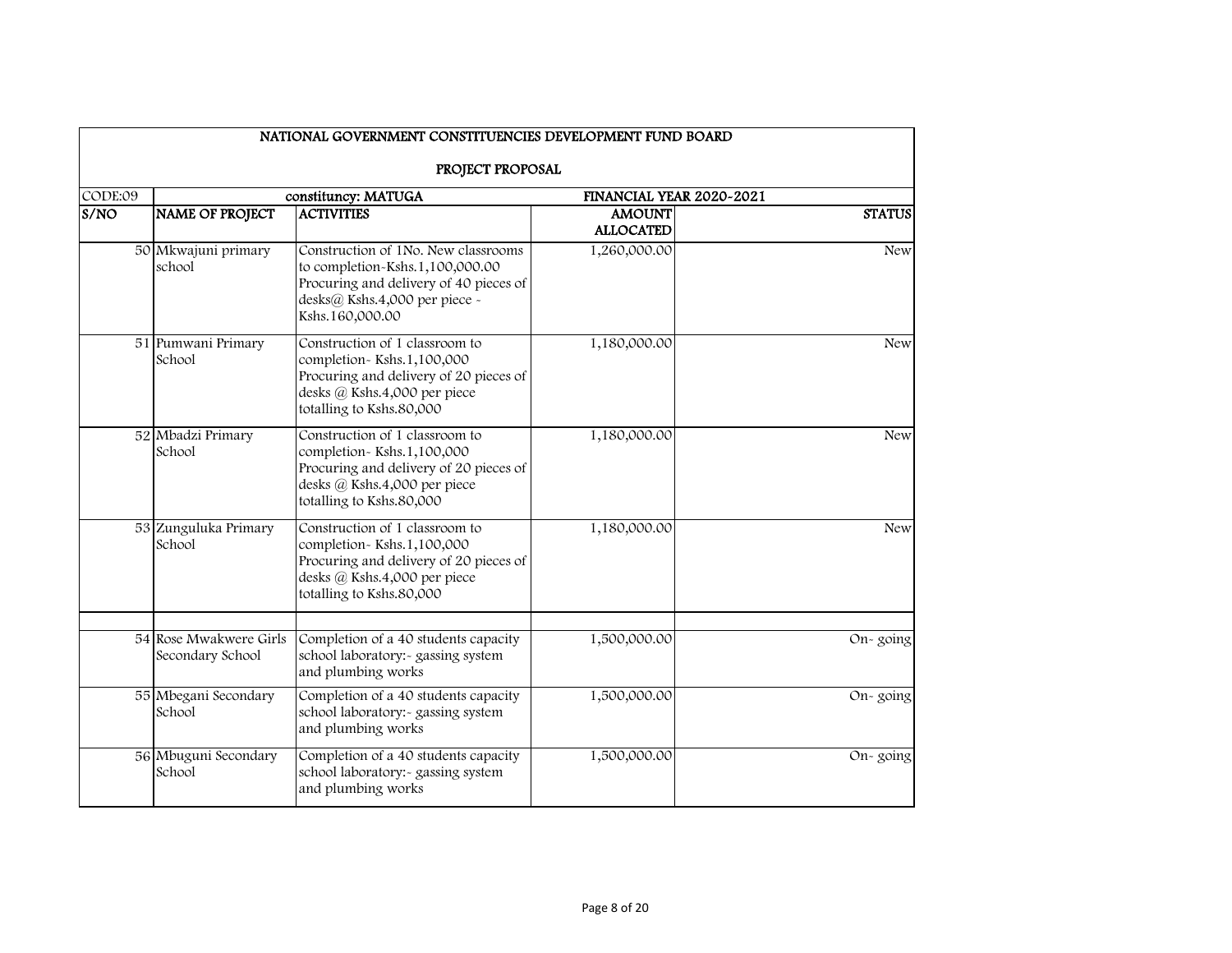| NATIONAL GOVERNMENT CONSTITUENCIES DEVELOPMENT FUND BOARD | | | | |
|---|---|---|---|---|
| PROJECT PROPOSAL | | | | |
| CODE:09 | constituncy: MATUGA | | FINANCIAL YEAR 2020-2021 | |
| S/NO | NAME OF PROJECT | ACTIVITIES | AMOUNT ALLOCATED | STATUS |
| 50 | Mkwajuni primary school | Construction of 1No. New classrooms to completion-Kshs.1,100,000.00 Procuring and delivery of 40 pieces of desks@ Kshs.4,000 per piece - Kshs.160,000.00 | 1,260,000.00 | New |
| 51 | Pumwani Primary School | Construction of 1 classroom to completion- Kshs.1,100,000 Procuring and delivery of 20 pieces of desks @ Kshs.4,000 per piece totalling to Kshs.80,000 | 1,180,000.00 | New |
| 52 | Mbadzi Primary School | Construction of 1 classroom to completion- Kshs.1,100,000 Procuring and delivery of 20 pieces of desks @ Kshs.4,000 per piece totalling to Kshs.80,000 | 1,180,000.00 | New |
| 53 | Zunguluka Primary School | Construction of 1 classroom to completion- Kshs.1,100,000 Procuring and delivery of 20 pieces of desks @ Kshs.4,000 per piece totalling to Kshs.80,000 | 1,180,000.00 | New |
| | | | | |
| 54 | Rose Mwakwere Girls Secondary School | Completion of a 40 students capacity school laboratory:- gassing system and plumbing works | 1,500,000.00 | On- going |
| 55 | Mbegani Secondary School | Completion of a 40 students capacity school laboratory:- gassing system and plumbing works | 1,500,000.00 | On- going |
| 56 | Mbuguni Secondary School | Completion of a 40 students capacity school laboratory:- gassing system and plumbing works | 1,500,000.00 | On- going |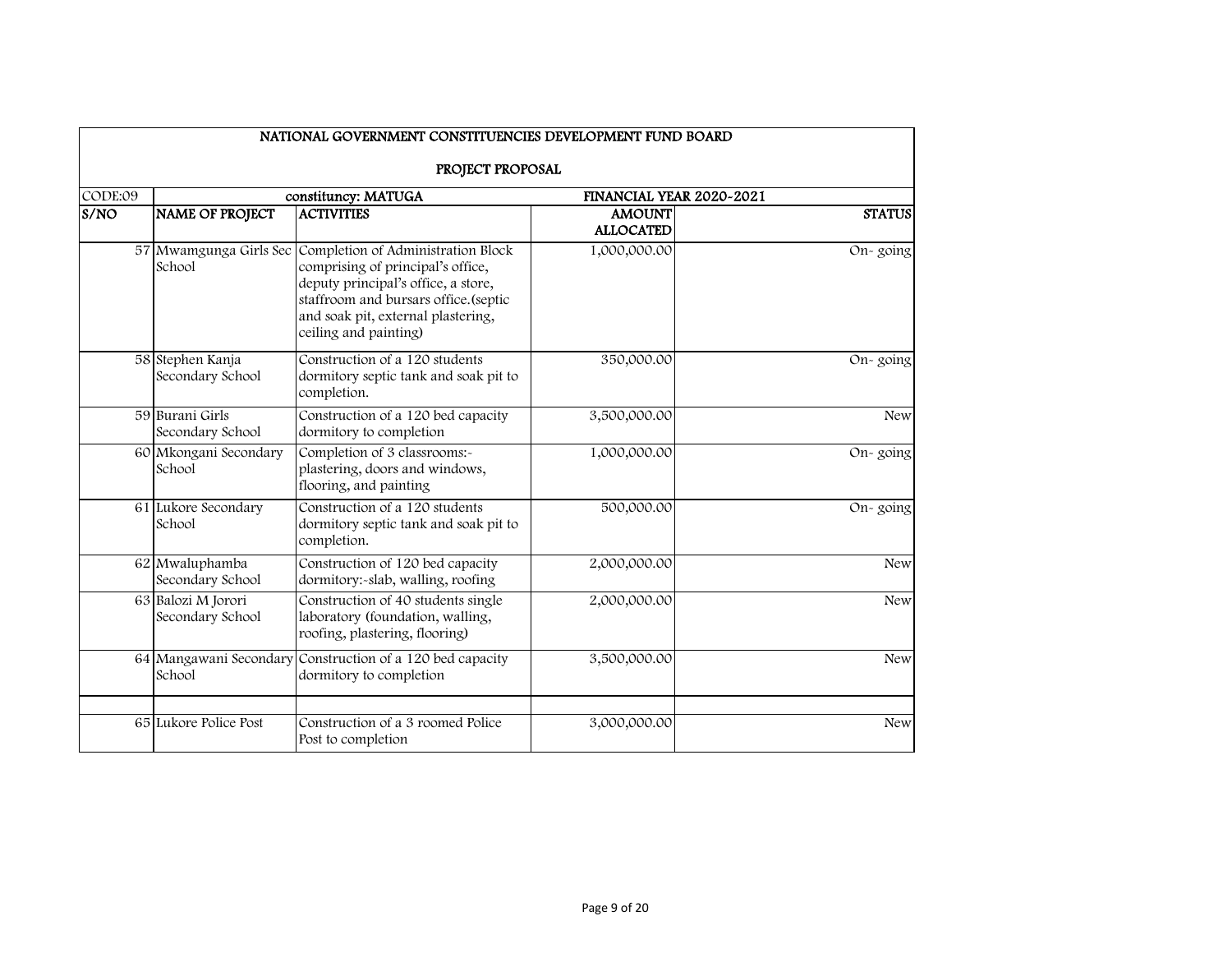| NATIONAL GOVERNMENT CONSTITUENCIES DEVELOPMENT FUND BOARD | | | | |
|---|---|---|---|---|
| PROJECT PROPOSAL | | | | |
| CODE:09 | constituncy: MATUGA | | FINANCIAL YEAR 2020-2021 | |
| S/NO | NAME OF PROJECT | ACTIVITIES | AMOUNT ALLOCATED | STATUS |
| 57 | Mwamgunga Girls Sec School | Completion of Administration Block comprising of principal's office, deputy principal's office, a store, staffroom and bursars office.(septic and soak pit, external plastering, ceiling and painting) | 1,000,000.00 | On- going |
| 58 | Stephen Kanja Secondary School | Construction of a 120 students dormitory septic tank and soak pit to completion. | 350,000.00 | On- going |
| 59 | Burani Girls Secondary School | Construction of a 120 bed capacity dormitory to completion | 3,500,000.00 | New |
| 60 | Mkongani Secondary School | Completion of 3 classrooms:- plastering, doors and windows, flooring, and painting | 1,000,000.00 | On- going |
| 61 | Lukore Secondary School | Construction of a 120 students dormitory septic tank and soak pit to completion. | 500,000.00 | On- going |
| 62 | Mwaluphamba Secondary School | Construction of 120 bed capacity dormitory:-slab, walling, roofing | 2,000,000.00 | New |
| 63 | Balozi M Jorori Secondary School | Construction of 40 students single laboratory (foundation, walling, roofing, plastering, flooring) | 2,000,000.00 | New |
| 64 | Mangawani Secondary School | Construction of a 120 bed capacity dormitory to completion | 3,500,000.00 | New |
| | | | | |
| 65 | Lukore Police Post | Construction of a 3 roomed Police Post to completion | 3,000,000.00 | New |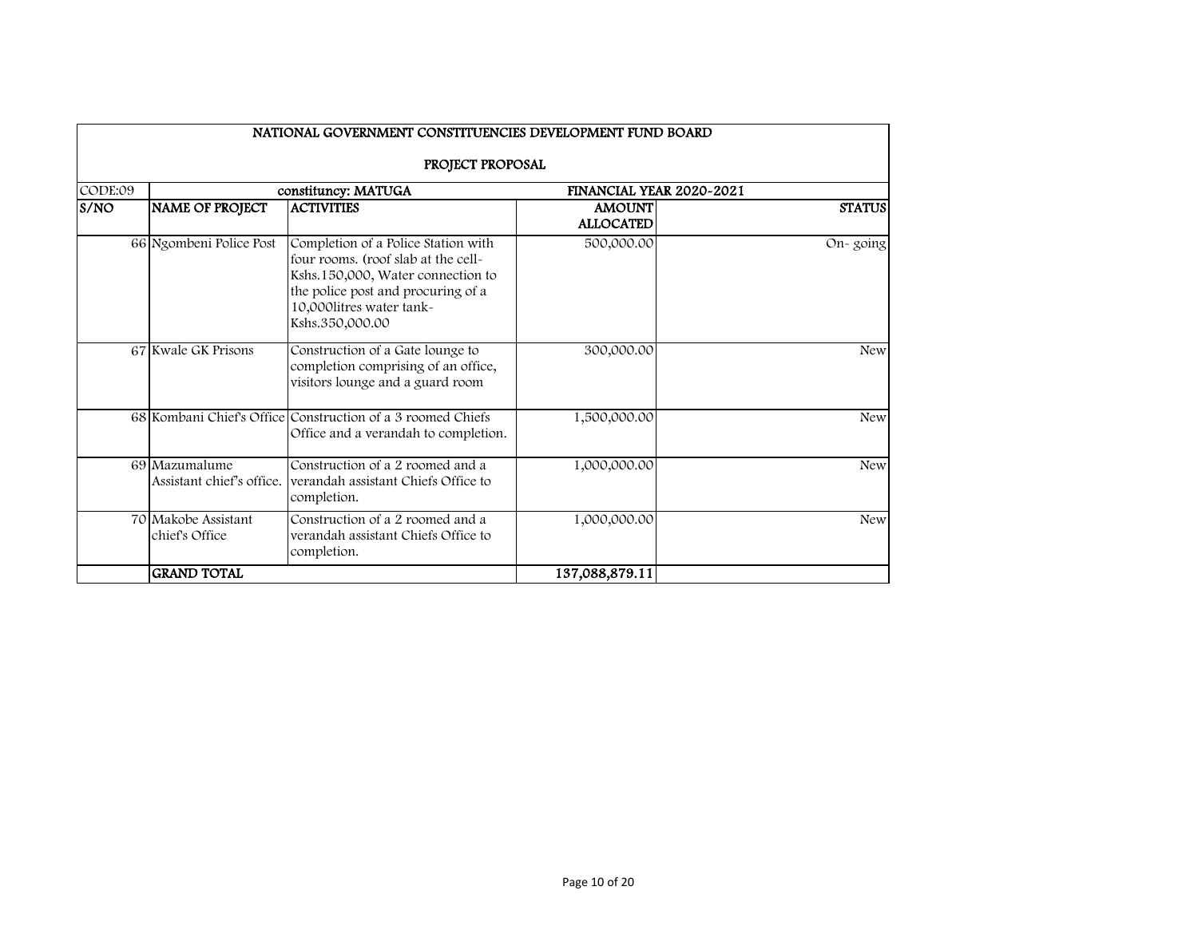| NATIONAL GOVERNMENT CONSTITUENCIES DEVELOPMENT FUND BOARD | | | | |
|---|---|---|---|---|
| PROJECT PROPOSAL | | | | |
| CODE:09 | constituncy: MATUGA | | FINANCIAL YEAR 2020-2021 | |
| S/NO | NAME OF PROJECT | ACTIVITIES | AMOUNT ALLOCATED | STATUS |
| 66 | Ngombeni Police Post | Completion of a Police Station with four rooms. (roof slab at the cell- Kshs.150,000, Water connection to the police post and procuring of a 10,000litres water tank- Kshs.350,000.00 | 500,000.00 | On- going |
| 67 | Kwale GK Prisons | Construction of a Gate lounge to completion comprising of an office, visitors lounge and a guard room | 300,000.00 | New |
| 68 | Kombani Chief's Office | Construction of a 3 roomed Chiefs Office and a verandah to completion. | 1,500,000.00 | New |
| 69 | Mazumalume Assistant chief's office. | Construction of a 2 roomed and a verandah assistant Chiefs Office to completion. | 1,000,000.00 | New |
| 70 | Makobe Assistant chief's Office | Construction of a 2 roomed and a verandah assistant Chiefs Office to completion. | 1,000,000.00 | New |
| | GRAND TOTAL | | 137,088,879.11 | |